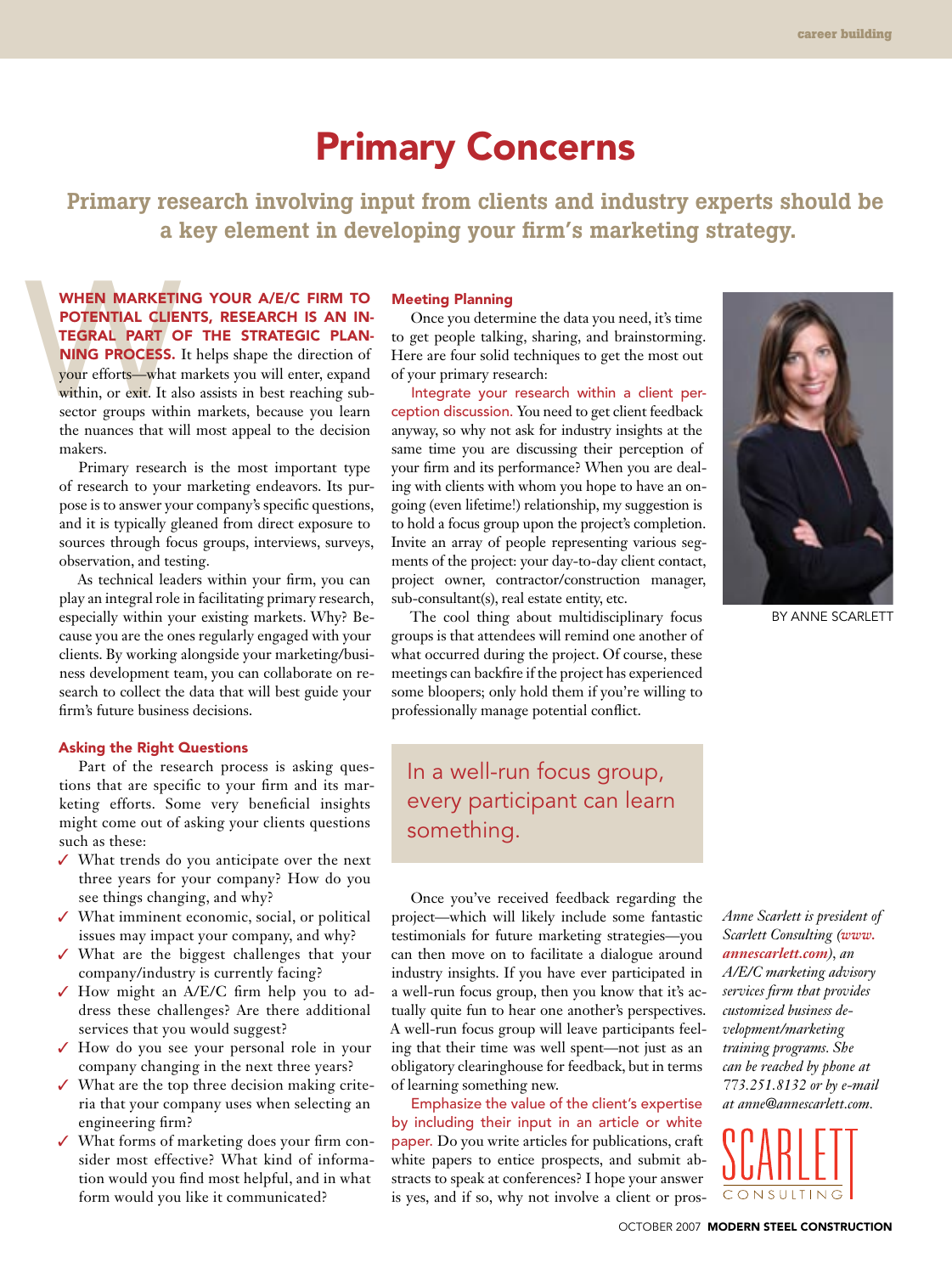# Primary Concerns

## Primary research involving input from clients and industry experts should be a key element in developing your firm's marketing strategy.

BY ANNE SCARLETT

**WHEN MARKETING YOUR A/E/C FIRM TO POTENTIAL CLIENTS, RESEARCH IS AN INTEGRAL PART OF THE STRATEGIC PLANNING PROCESS.** It helps shape the direction of your efforts—what markets you will enter, expand within, or exit. It also assists in best reaching subsector groups within markets, because you learn the nuances that will most appeal to the decision makers.

Primary research is the most important type of research to your marketing endeavors. Its purpose is to answer your company's specific questions, and it is typically gleaned from direct exposure to sources through focus groups, interviews, surveys, observation, and testing.

As technical leaders within your firm, you can play an integral role in facilitating primary research, especially within your existing markets. Why? Because you are the ones regularly engaged with your clients. By working alongside your marketing/business development team, you can collaborate on research to collect the data that will best guide your firm's future business decisions.

### Asking the Right Questions

Part of the research process is asking questions that are specific to your firm and its marketing efforts. Some very beneficial insights might come out of asking your clients questions such as these:

- ✓ What trends do you anticipate over the next three years for your company? How do you see things changing, and why?
- ✓ What imminent economic, social, or political issues may impact your company, and why?
- ✓ What are the biggest challenges that your company/industry is currently facing?
- ✓ How might an A/E/C firm help you to address these challenges? Are there additional services that you would suggest?
- ✓ How do you see your personal role in your company changing in the next three years?
- ✓ What are the top three decision making criteria that your company uses when selecting an engineering firm?
- ✓ What forms of marketing does your firm consider most effective? What kind of information would you find most helpful, and in what form would you like it communicated?

### Meeting Planning

Once you determine the data you need, it's time to get people talking, sharing, and brainstorming. Here are four solid techniques to get the most out of your primary research:

**Integrate your research within a client perception discussion.** You need to get client feedback anyway, so why not ask for industry insights at the same time you are discussing their perception of your firm and its performance? When you are dealing with clients with whom you hope to have an ongoing (even lifetime!) relationship, my suggestion is to hold a focus group upon the project's completion. Invite an array of people representing various segments of the project: your day-to-day client contact, project owner, contractor/construction manager, sub-consultant(s), real estate entity, etc.

The cool thing about multidisciplinary focus groups is that attendees will remind one another of what occurred during the project. Of course, these meetings can backfire if the project has experienced some bloopers; only hold them if you're willing to professionally manage potential conflict.

> In a well-run focus group, every participant can learn something.

Once you've received feedback regarding the project—which will likely include some fantastic testimonials for future marketing strategies—you can then move on to facilitate a dialogue around industry insights. If you have ever participated in a well-run focus group, then you know that it's actually quite fun to hear one another's perspectives. A well-run focus group will leave participants feeling that their time was well spent—not just as an obligatory clearinghouse for feedback, but in terms of learning something new.

**Emphasize the value of the client's expertise by including their input in an article or white paper.** Do you write articles for publications, craft white papers to entice prospects, and submit abstracts to speak at conferences? I hope your answer is yes, and if so, why not involve a client or pros-

*Anne Scarlett is president of Scarlett Consulting (**www.annescarlett.com**), an A/E/C marketing advisory services firm that provides customized business development/marketing training programs. She can be reached by phone at 773.251.8132 or by e-mail at anne@annescarlett.com.*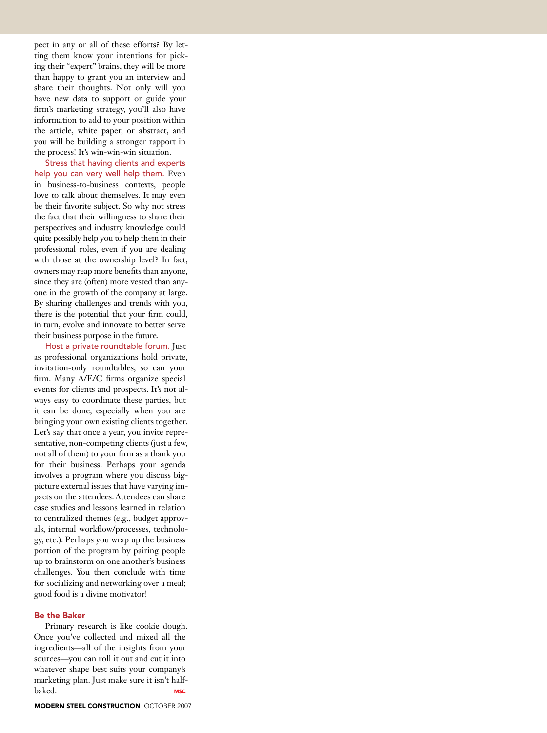pect in any or all of these efforts? By letting them know your intentions for picking their "expert" brains, they will be more than happy to grant you an interview and share their thoughts. Not only will you have new data to support or guide your firm's marketing strategy, you'll also have information to add to your position within the article, white paper, or abstract, and you will be building a stronger rapport in the process! It's win-win-win situation.

**Stress that having clients and experts help you can very well help them.** Even in business-to-business contexts, people love to talk about themselves. It may even be their favorite subject. So why not stress the fact that their willingness to share their perspectives and industry knowledge could quite possibly help you to help them in their professional roles, even if you are dealing with those at the ownership level? In fact, owners may reap more benefits than anyone, since they are (often) more vested than anyone in the growth of the company at large. By sharing challenges and trends with you, there is the potential that your firm could, in turn, evolve and innovate to better serve their business purpose in the future.

**Host a private roundtable forum.** Just as professional organizations hold private, invitation-only roundtables, so can your firm. Many A/E/C firms organize special events for clients and prospects. It's not always easy to coordinate these parties, but it can be done, especially when you are bringing your own existing clients together. Let's say that once a year, you invite representative, non-competing clients (just a few, not all of them) to your firm as a thank you for their business. Perhaps your agenda involves a program where you discuss big-picture external issues that have varying impacts on the attendees. Attendees can share case studies and lessons learned in relation to centralized themes (e.g., budget approvals, internal workflow/processes, technology, etc.). Perhaps you wrap up the business portion of the program by pairing people up to brainstorm on one another's business challenges. You then conclude with time for socializing and networking over a meal; good food is a divine motivator!

## Be the Baker

Primary research is like cookie dough. Once you've collected and mixed all the ingredients—all of the insights from your sources—you can roll it out and cut it into whatever shape best suits your company's marketing plan. Just make sure it isn't half-baked. MSC